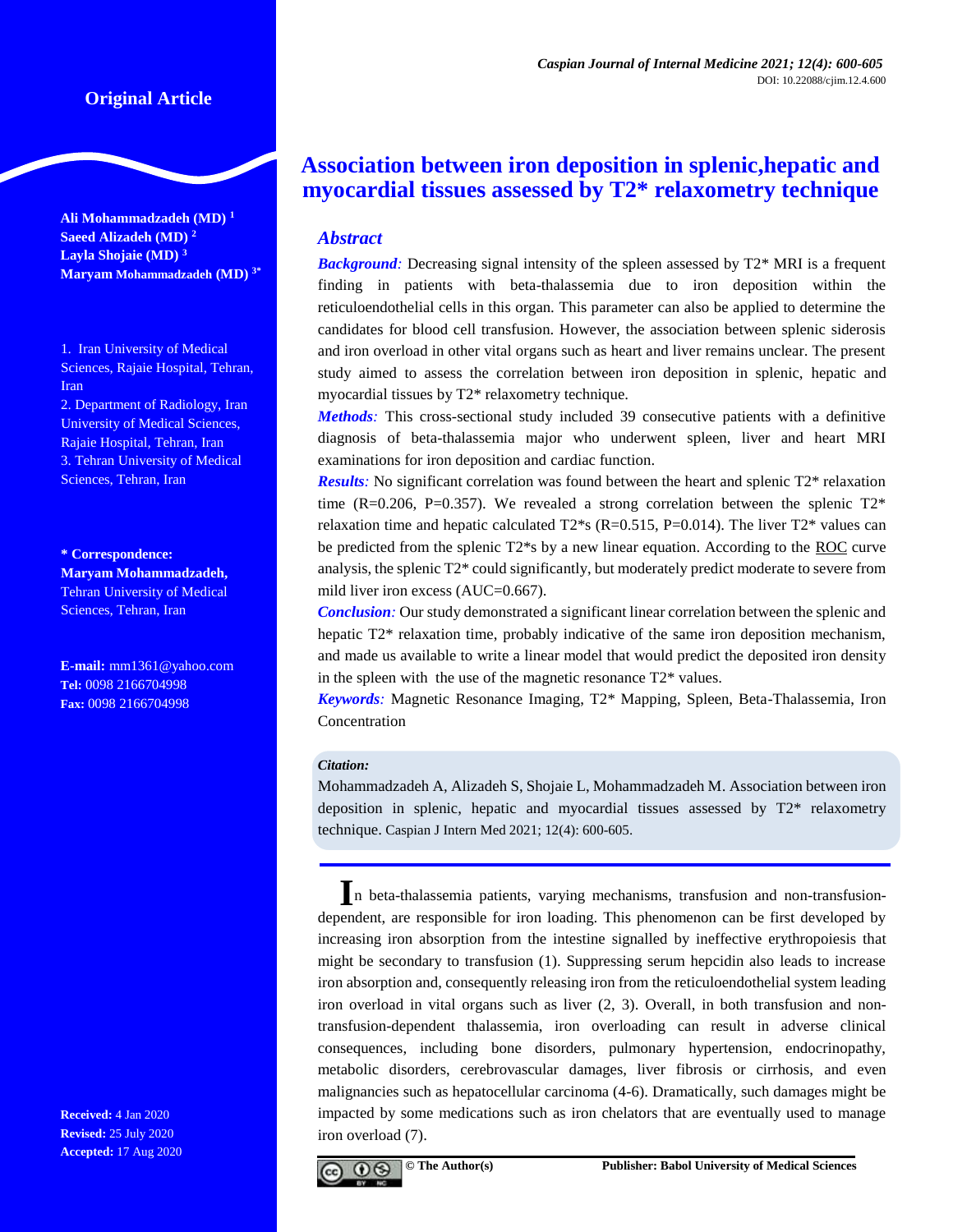Original Article

# Association between iron deposition in splenic,hepatic and myocardial tissues assessed by T2* relaxometry technique

**Ali Mohammadzadeh (MD)** [1]
**Saeed Alizadeh (MD)** [2]
**Layla Shojaie (MD)** [3]
**Maryam Mohammadzadeh (MD)** [3*]

1. Iran University of Medical Sciences, Rajaie Hospital, Tehran, Iran
2. Department of Radiology, Iran University of Medical Sciences, Rajaie Hospital, Tehran, Iran
3. Tehran University of Medical Sciences, Tehran, Iran

**\* Correspondence:**
**Maryam Mohammadzadeh,**
Tehran University of Medical Sciences, Tehran, Iran

**E-mail:** mm1361@yahoo.com
**Tel:** 0098 2166704998
**Fax:** 0098 2166704998

**Received:** 4 Jan 2020
**Revised:** 25 July 2020
**Accepted:** 17 Aug 2020

## Abstract

***Background:*** Decreasing signal intensity of the spleen assessed by T2* MRI is a frequent finding in patients with beta-thalassemia due to iron deposition within the reticuloendothelial cells in this organ. This parameter can also be applied to determine the candidates for blood cell transfusion. However, the association between splenic siderosis and iron overload in other vital organs such as heart and liver remains unclear. The present study aimed to assess the correlation between iron deposition in splenic, hepatic and myocardial tissues by T2* relaxometry technique.

***Methods:*** This cross-sectional study included 39 consecutive patients with a definitive diagnosis of beta-thalassemia major who underwent spleen, liver and heart MRI examinations for iron deposition and cardiac function.

***Results:*** No significant correlation was found between the heart and splenic T2* relaxation time (R=0.206, P=0.357). We revealed a strong correlation between the splenic T2* relaxation time and hepatic calculated T2*s (R=0.515, P=0.014). The liver T2* values can be predicted from the splenic T2*s by a new linear equation. According to the ROC curve analysis, the splenic T2* could significantly, but moderately predict moderate to severe from mild liver iron excess (AUC=0.667).

***Conclusion:*** Our study demonstrated a significant linear correlation between the splenic and hepatic T2* relaxation time, probably indicative of the same iron deposition mechanism, and made us available to write a linear model that would predict the deposited iron density in the spleen with the use of the magnetic resonance T2* values.

***Keywords:*** Magnetic Resonance Imaging, T2* Mapping, Spleen, Beta-Thalassemia, Iron Concentration

***Citation:***
Mohammadzadeh A, Alizadeh S, Shojaie L, Mohammadzadeh M. Association between iron deposition in splenic, hepatic and myocardial tissues assessed by T2* relaxometry technique. Caspian J Intern Med 2021; 12(4): 600-605.

In beta-thalassemia patients, varying mechanisms, transfusion and non-transfusion-dependent, are responsible for iron loading. This phenomenon can be first developed by increasing iron absorption from the intestine signalled by ineffective erythropoiesis that might be secondary to transfusion (1). Suppressing serum hepcidin also leads to increase iron absorption and, consequently releasing iron from the reticuloendothelial system leading iron overload in vital organs such as liver (2, 3). Overall, in both transfusion and non-transfusion-dependent thalassemia, iron overloading can result in adverse clinical consequences, including bone disorders, pulmonary hypertension, endocrinopathy, metabolic disorders, cerebrovascular damages, liver fibrosis or cirrhosis, and even malignancies such as hepatocellular carcinoma (4-6). Dramatically, such damages might be impacted by some medications such as iron chelators that are eventually used to manage iron overload (7).

© The Author(s) Publisher: Babol University of Medical Sciences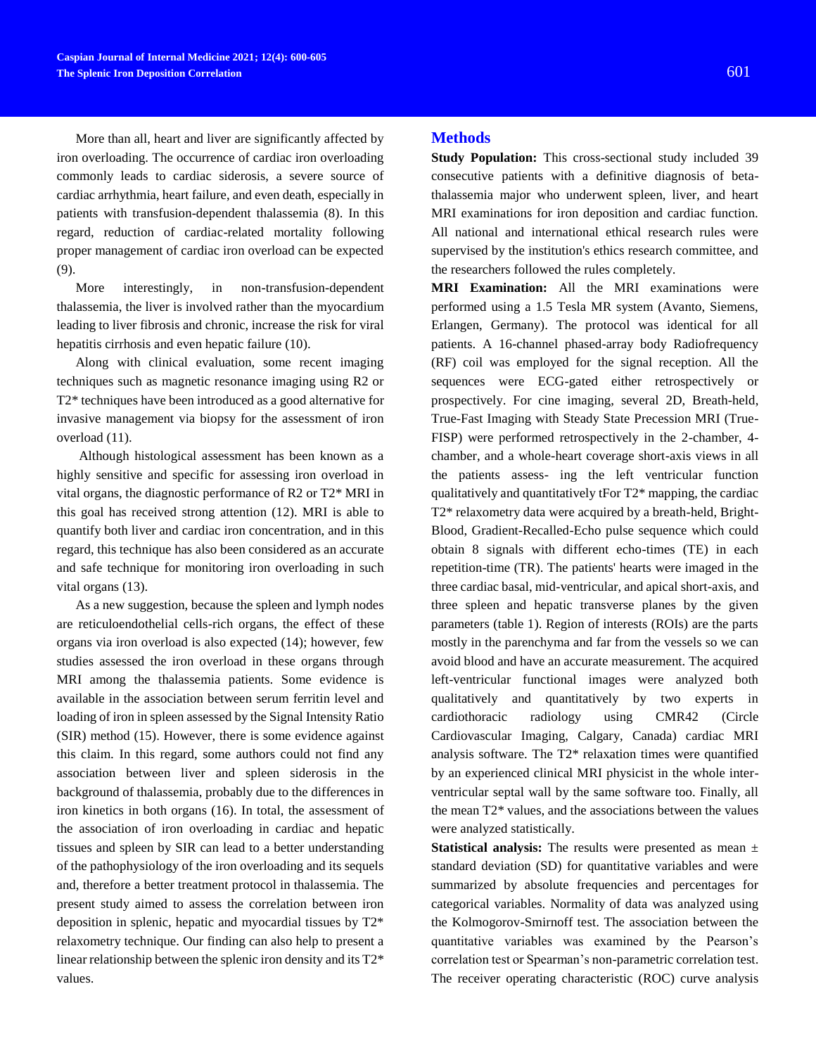More than all, heart and liver are significantly affected by iron overloading. The occurrence of cardiac iron overloading commonly leads to cardiac siderosis, a severe source of cardiac arrhythmia, heart failure, and even death, especially in patients with transfusion-dependent thalassemia (8). In this regard, reduction of cardiac-related mortality following proper management of cardiac iron overload can be expected (9).

More interestingly, in non-transfusion-dependent thalassemia, the liver is involved rather than the myocardium leading to liver fibrosis and chronic, increase the risk for viral hepatitis cirrhosis and even hepatic failure (10).

Along with clinical evaluation, some recent imaging techniques such as magnetic resonance imaging using R2 or T2* techniques have been introduced as a good alternative for invasive management via biopsy for the assessment of iron overload (11).

Although histological assessment has been known as a highly sensitive and specific for assessing iron overload in vital organs, the diagnostic performance of R2 or T2* MRI in this goal has received strong attention (12). MRI is able to quantify both liver and cardiac iron concentration, and in this regard, this technique has also been considered as an accurate and safe technique for monitoring iron overloading in such vital organs (13).

As a new suggestion, because the spleen and lymph nodes are reticuloendothelial cells-rich organs, the effect of these organs via iron overload is also expected (14); however, few studies assessed the iron overload in these organs through MRI among the thalassemia patients. Some evidence is available in the association between serum ferritin level and loading of iron in spleen assessed by the Signal Intensity Ratio (SIR) method (15). However, there is some evidence against this claim. In this regard, some authors could not find any association between liver and spleen siderosis in the background of thalassemia, probably due to the differences in iron kinetics in both organs (16). In total, the assessment of the association of iron overloading in cardiac and hepatic tissues and spleen by SIR can lead to a better understanding of the pathophysiology of the iron overloading and its sequels and, therefore a better treatment protocol in thalassemia. The present study aimed to assess the correlation between iron deposition in splenic, hepatic and myocardial tissues by T2* relaxometry technique. Our finding can also help to present a linear relationship between the splenic iron density and its T2* values.

## Methods

**Study Population:** This cross-sectional study included 39 consecutive patients with a definitive diagnosis of beta-thalassemia major who underwent spleen, liver, and heart MRI examinations for iron deposition and cardiac function. All national and international ethical research rules were supervised by the institution's ethics research committee, and the researchers followed the rules completely.

**MRI Examination:** All the MRI examinations were performed using a 1.5 Tesla MR system (Avanto, Siemens, Erlangen, Germany). The protocol was identical for all patients. A 16-channel phased-array body Radiofrequency (RF) coil was employed for the signal reception. All the sequences were ECG-gated either retrospectively or prospectively. For cine imaging, several 2D, Breath-held, True-Fast Imaging with Steady State Precession MRI (True-FISP) were performed retrospectively in the 2-chamber, 4-chamber, and a whole-heart coverage short-axis views in all the patients assess- ing the left ventricular function qualitatively and quantitatively tFor T2* mapping, the cardiac T2* relaxometry data were acquired by a breath-held, Bright-Blood, Gradient-Recalled-Echo pulse sequence which could obtain 8 signals with different echo-times (TE) in each repetition-time (TR). The patients' hearts were imaged in the three cardiac basal, mid-ventricular, and apical short-axis, and three spleen and hepatic transverse planes by the given parameters (table 1). Region of interests (ROIs) are the parts mostly in the parenchyma and far from the vessels so we can avoid blood and have an accurate measurement. The acquired left-ventricular functional images were analyzed both qualitatively and quantitatively by two experts in cardiothoracic radiology using CMR42 (Circle Cardiovascular Imaging, Calgary, Canada) cardiac MRI analysis software. The T2* relaxation times were quantified by an experienced clinical MRI physicist in the whole inter-ventricular septal wall by the same software too. Finally, all the mean T2* values, and the associations between the values were analyzed statistically.

**Statistical analysis:** The results were presented as mean ± standard deviation (SD) for quantitative variables and were summarized by absolute frequencies and percentages for categorical variables. Normality of data was analyzed using the Kolmogorov-Smirnoff test. The association between the quantitative variables was examined by the Pearson's correlation test or Spearman's non-parametric correlation test. The receiver operating characteristic (ROC) curve analysis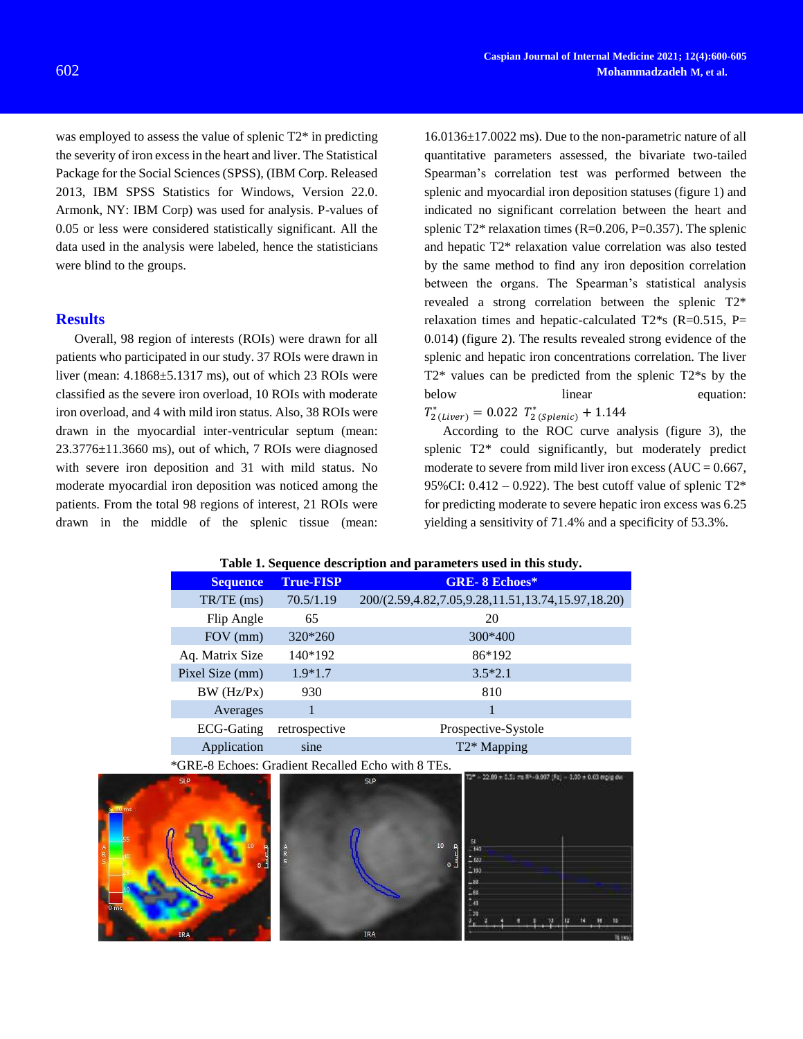was employed to assess the value of splenic T2* in predicting the severity of iron excess in the heart and liver. The Statistical Package for the Social Sciences (SPSS), (IBM Corp. Released 2013, IBM SPSS Statistics for Windows, Version 22.0. Armonk, NY: IBM Corp) was used for analysis. P-values of 0.05 or less were considered statistically significant. All the data used in the analysis were labeled, hence the statisticians were blind to the groups.

## Results

Overall, 98 region of interests (ROIs) were drawn for all patients who participated in our study. 37 ROIs were drawn in liver (mean: 4.1868±5.1317 ms), out of which 23 ROIs were classified as the severe iron overload, 10 ROIs with moderate iron overload, and 4 with mild iron status. Also, 38 ROIs were drawn in the myocardial inter-ventricular septum (mean: 23.3776±11.3660 ms), out of which, 7 ROIs were diagnosed with severe iron deposition and 31 with mild status. No moderate myocardial iron deposition was noticed among the patients. From the total 98 regions of interest, 21 ROIs were drawn in the middle of the splenic tissue (mean: 16.0136±17.0022 ms). Due to the non-parametric nature of all quantitative parameters assessed, the bivariate two-tailed Spearman's correlation test was performed between the splenic and myocardial iron deposition statuses (figure 1) and indicated no significant correlation between the heart and splenic T2* relaxation times (R=0.206, P=0.357). The splenic and hepatic T2* relaxation value correlation was also tested by the same method to find any iron deposition correlation between the organs. The Spearman's statistical analysis revealed a strong correlation between the splenic T2* relaxation times and hepatic-calculated T2*s (R=0.515, P= 0.014) (figure 2). The results revealed strong evidence of the splenic and hepatic iron concentrations correlation. The liver T2* values can be predicted from the splenic T2*s by the below linear equation:

$$T^*_{2\,(Liver)} = 0.022\ T^*_{2\,(Splenic)} + 1.144$$

According to the ROC curve analysis (figure 3), the splenic T2* could significantly, but moderately predict moderate to severe from mild liver iron excess (AUC = 0.667, 95%CI: 0.412 – 0.922). The best cutoff value of splenic T2* for predicting moderate to severe hepatic iron excess was 6.25 yielding a sensitivity of 71.4% and a specificity of 53.3%.

**Table 1. Sequence description and parameters used in this study.**

| Sequence | True-FISP | GRE- 8 Echoes* |
|---|---|---|
| TR/TE (ms) | 70.5/1.19 | 200/(2.59,4.82,7.05,9.28,11.51,13.74,15.97,18.20) |
| Flip Angle | 65 | 20 |
| FOV (mm) | 320*260 | 300*400 |
| Aq. Matrix Size | 140*192 | 86*192 |
| Pixel Size (mm) | 1.9*1.7 | 3.5*2.1 |
| BW (Hz/Px) | 930 | 810 |
| Averages | 1 | 1 |
| ECG-Gating | retrospective | Prospective-Systole |
| Application | sine | T2* Mapping |

*GRE-8 Echoes: Gradient Recalled Echo with 8 TEs.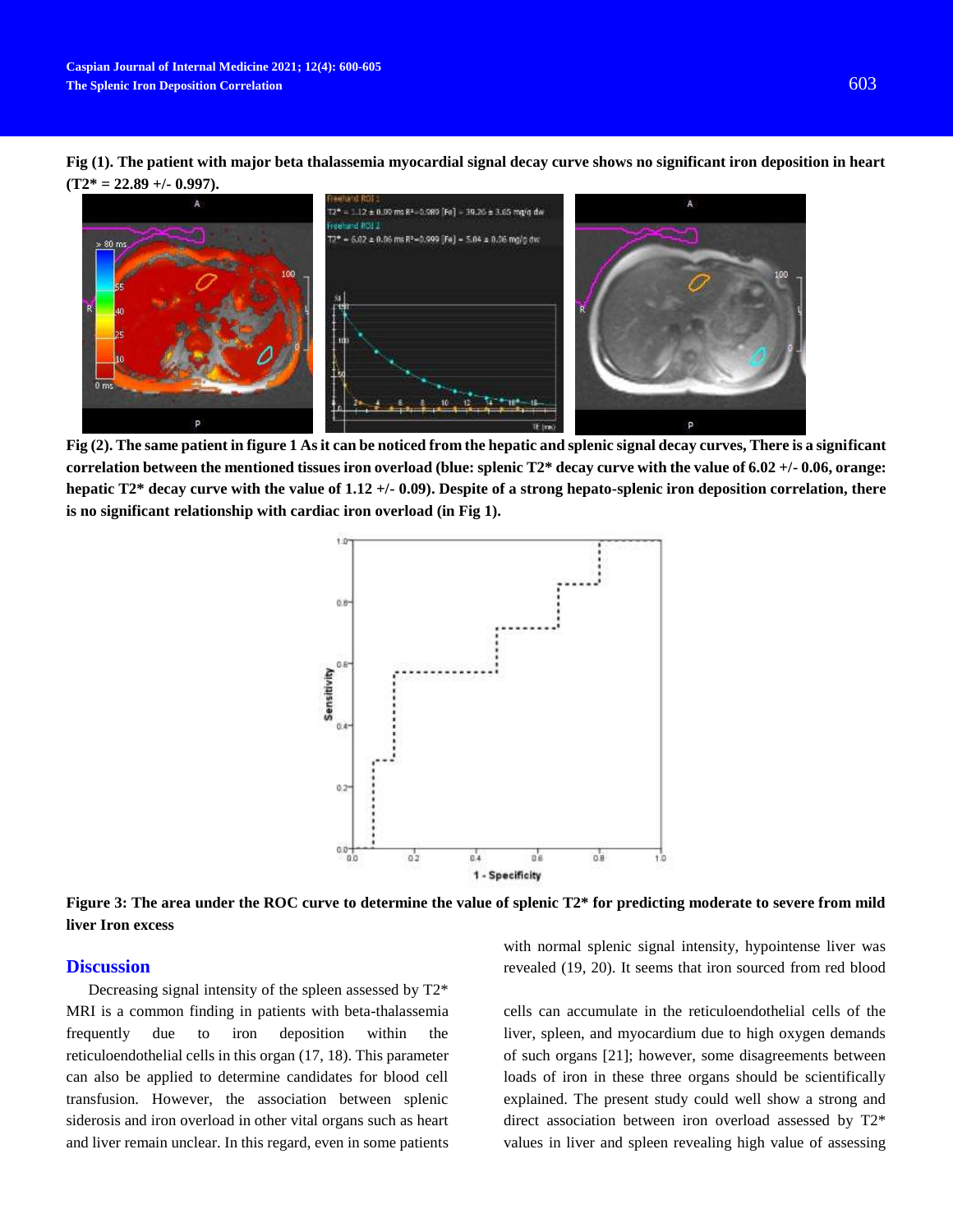**Fig (1). The patient with major beta thalassemia myocardial signal decay curve shows no significant iron deposition in heart (T2* = 22.89 +/- 0.997).**

**Fig (2). The same patient in figure 1 As it can be noticed from the hepatic and splenic signal decay curves, There is a significant correlation between the mentioned tissues iron overload (blue: splenic T2* decay curve with the value of 6.02 +/- 0.06, orange: hepatic T2* decay curve with the value of 1.12 +/- 0.09). Despite of a strong hepato-splenic iron deposition correlation, there is no significant relationship with cardiac iron overload (in Fig 1).**

**Figure 3: The area under the ROC curve to determine the value of splenic T2* for predicting moderate to severe from mild liver Iron excess**

## Discussion

Decreasing signal intensity of the spleen assessed by T2* MRI is a common finding in patients with beta-thalassemia frequently due to iron deposition within the reticuloendothelial cells in this organ (17, 18). This parameter can also be applied to determine candidates for blood cell transfusion. However, the association between splenic siderosis and iron overload in other vital organs such as heart and liver remain unclear. In this regard, even in some patients with normal splenic signal intensity, hypointense liver was revealed (19, 20). It seems that iron sourced from red blood cells can accumulate in the reticuloendothelial cells of the liver, spleen, and myocardium due to high oxygen demands of such organs [21]; however, some disagreements between loads of iron in these three organs should be scientifically explained. The present study could well show a strong and direct association between iron overload assessed by T2* values in liver and spleen revealing high value of assessing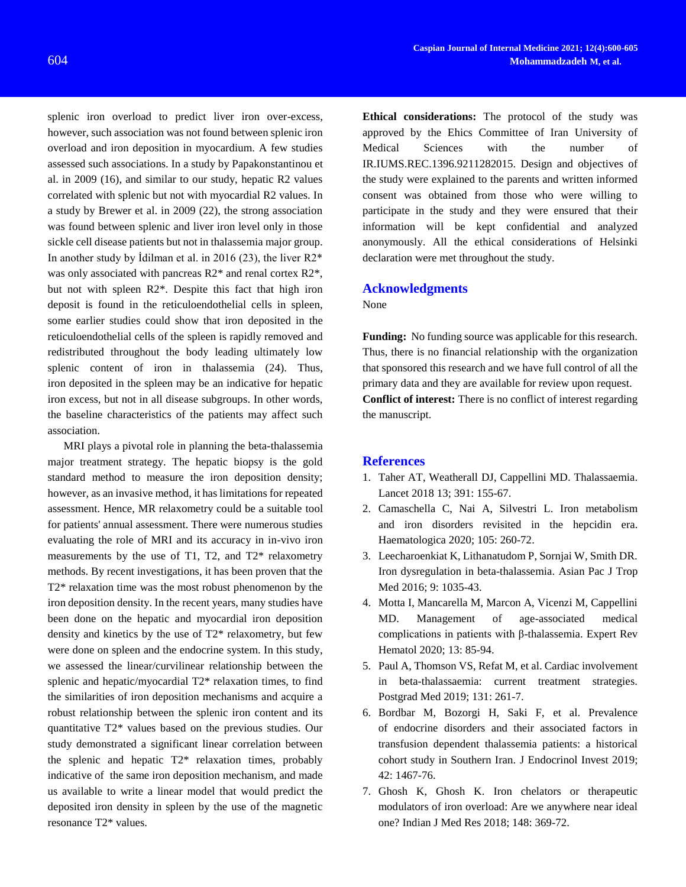splenic iron overload to predict liver iron over-excess, however, such association was not found between splenic iron overload and iron deposition in myocardium. A few studies assessed such associations. In a study by Papakonstantinou et al. in 2009 (16), and similar to our study, hepatic R2 values correlated with splenic but not with myocardial R2 values. In a study by Brewer et al. in 2009 (22), the strong association was found between splenic and liver iron level only in those sickle cell disease patients but not in thalassemia major group. In another study by İdilman et al. in 2016 (23), the liver R2* was only associated with pancreas R2* and renal cortex R2*, but not with spleen R2*. Despite this fact that high iron deposit is found in the reticuloendothelial cells in spleen, some earlier studies could show that iron deposited in the reticuloendothelial cells of the spleen is rapidly removed and redistributed throughout the body leading ultimately low splenic content of iron in thalassemia (24). Thus, iron deposited in the spleen may be an indicative for hepatic iron excess, but not in all disease subgroups. In other words, the baseline characteristics of the patients may affect such association.

MRI plays a pivotal role in planning the beta-thalassemia major treatment strategy. The hepatic biopsy is the gold standard method to measure the iron deposition density; however, as an invasive method, it has limitations for repeated assessment. Hence, MR relaxometry could be a suitable tool for patients' annual assessment. There were numerous studies evaluating the role of MRI and its accuracy in in-vivo iron measurements by the use of T1, T2, and T2* relaxometry methods. By recent investigations, it has been proven that the T2* relaxation time was the most robust phenomenon by the iron deposition density. In the recent years, many studies have been done on the hepatic and myocardial iron deposition density and kinetics by the use of T2* relaxometry, but few were done on spleen and the endocrine system. In this study, we assessed the linear/curvilinear relationship between the splenic and hepatic/myocardial T2* relaxation times, to find the similarities of iron deposition mechanisms and acquire a robust relationship between the splenic iron content and its quantitative T2* values based on the previous studies. Our study demonstrated a significant linear correlation between the splenic and hepatic T2* relaxation times, probably indicative of the same iron deposition mechanism, and made us available to write a linear model that would predict the deposited iron density in spleen by the use of the magnetic resonance T2* values.

**Ethical considerations:** The protocol of the study was approved by the Ehics Committee of Iran University of Medical Sciences with the number of IR.IUMS.REC.1396.9211282015. Design and objectives of the study were explained to the parents and written informed consent was obtained from those who were willing to participate in the study and they were ensured that their information will be kept confidential and analyzed anonymously. All the ethical considerations of Helsinki declaration were met throughout the study.

## Acknowledgments

None

**Funding:** No funding source was applicable for this research. Thus, there is no financial relationship with the organization that sponsored this research and we have full control of all the primary data and they are available for review upon request.

**Conflict of interest:** There is no conflict of interest regarding the manuscript.

## References

1. Taher AT, Weatherall DJ, Cappellini MD. Thalassaemia. Lancet 2018 13; 391: 155-67.
2. Camaschella C, Nai A, Silvestri L. Iron metabolism and iron disorders revisited in the hepcidin era. Haematologica 2020; 105: 260-72.
3. Leecharoenkiat K, Lithanatudom P, Sornjai W, Smith DR. Iron dysregulation in beta-thalassemia. Asian Pac J Trop Med 2016; 9: 1035-43.
4. Motta I, Mancarella M, Marcon A, Vicenzi M, Cappellini MD. Management of age-associated medical complications in patients with β-thalassemia. Expert Rev Hematol 2020; 13: 85-94.
5. Paul A, Thomson VS, Refat M, et al. Cardiac involvement in beta-thalassaemia: current treatment strategies. Postgrad Med 2019; 131: 261-7.
6. Bordbar M, Bozorgi H, Saki F, et al. Prevalence of endocrine disorders and their associated factors in transfusion dependent thalassemia patients: a historical cohort study in Southern Iran. J Endocrinol Invest 2019; 42: 1467-76.
7. Ghosh K, Ghosh K. Iron chelators or therapeutic modulators of iron overload: Are we anywhere near ideal one? Indian J Med Res 2018; 148: 369-72.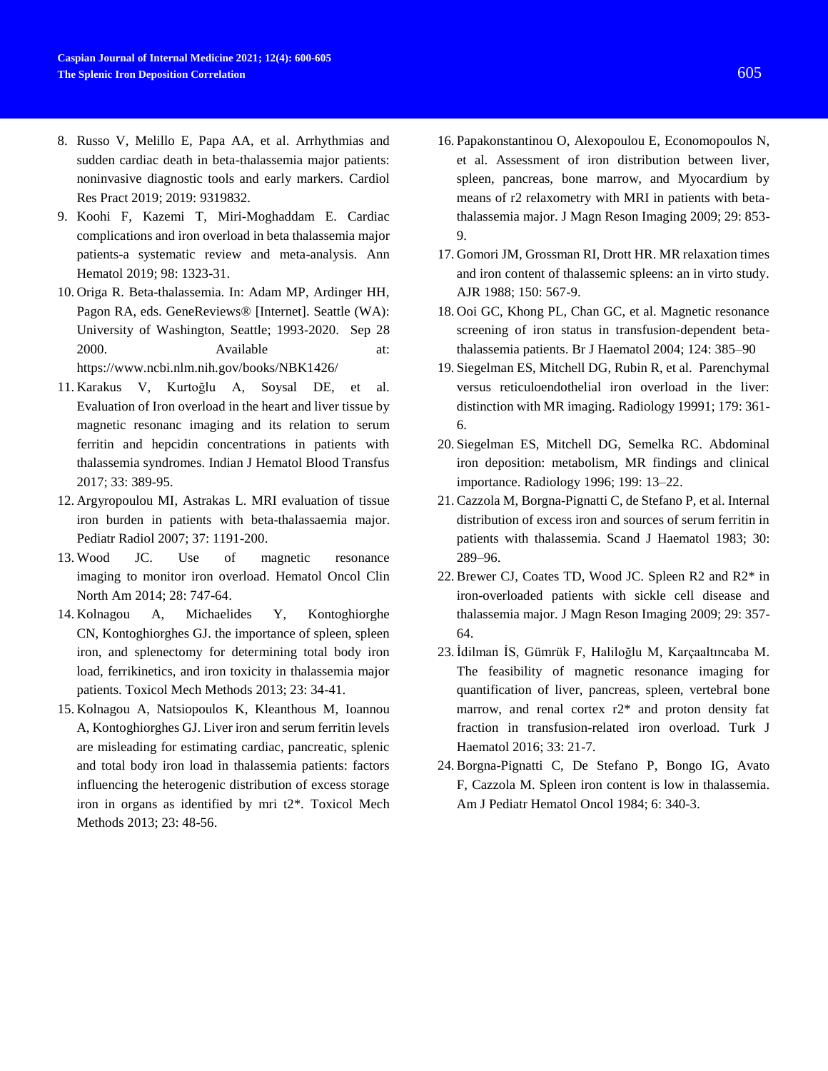8. Russo V, Melillo E, Papa AA, et al. Arrhythmias and sudden cardiac death in beta-thalassemia major patients: noninvasive diagnostic tools and early markers. Cardiol Res Pract 2019; 2019: 9319832.
9. Koohi F, Kazemi T, Miri-Moghaddam E. Cardiac complications and iron overload in beta thalassemia major patients-a systematic review and meta-analysis. Ann Hematol 2019; 98: 1323-31.
10. Origa R. Beta-thalassemia. In: Adam MP, Ardinger HH, Pagon RA, eds. GeneReviews® [Internet]. Seattle (WA): University of Washington, Seattle; 1993-2020. Sep 28 2000. Available at: https://www.ncbi.nlm.nih.gov/books/NBK1426/
11. Karakus V, Kurtoğlu A, Soysal DE, et al. Evaluation of Iron overload in the heart and liver tissue by magnetic resonanc imaging and its relation to serum ferritin and hepcidin concentrations in patients with thalassemia syndromes. Indian J Hematol Blood Transfus 2017; 33: 389-95.
12. Argyropoulou MI, Astrakas L. MRI evaluation of tissue iron burden in patients with beta-thalassaemia major. Pediatr Radiol 2007; 37: 1191-200.
13. Wood JC. Use of magnetic resonance imaging to monitor iron overload. Hematol Oncol Clin North Am 2014; 28: 747-64.
14. Kolnagou A, Michaelides Y, Kontoghiorghe CN, Kontoghiorghes GJ. the importance of spleen, spleen iron, and splenectomy for determining total body iron load, ferrikinetics, and iron toxicity in thalassemia major patients. Toxicol Mech Methods 2013; 23: 34-41.
15. Kolnagou A, Natsiopoulos K, Kleanthous M, Ioannou A, Kontoghiorghes GJ. Liver iron and serum ferritin levels are misleading for estimating cardiac, pancreatic, splenic and total body iron load in thalassemia patients: factors influencing the heterogenic distribution of excess storage iron in organs as identified by mri t2*. Toxicol Mech Methods 2013; 23: 48-56.
16. Papakonstantinou O, Alexopoulou E, Economopoulos N, et al. Assessment of iron distribution between liver, spleen, pancreas, bone marrow, and Myocardium by means of r2 relaxometry with MRI in patients with beta-thalassemia major. J Magn Reson Imaging 2009; 29: 853-9.
17. Gomori JM, Grossman RI, Drott HR. MR relaxation times and iron content of thalassemic spleens: an in virto study. AJR 1988; 150: 567-9.
18. Ooi GC, Khong PL, Chan GC, et al. Magnetic resonance screening of iron status in transfusion-dependent beta-thalassemia patients. Br J Haematol 2004; 124: 385–90
19. Siegelman ES, Mitchell DG, Rubin R, et al. Parenchymal versus reticuloendothelial iron overload in the liver: distinction with MR imaging. Radiology 19991; 179: 361-6.
20. Siegelman ES, Mitchell DG, Semelka RC. Abdominal iron deposition: metabolism, MR findings and clinical importance. Radiology 1996; 199: 13–22.
21. Cazzola M, Borgna-Pignatti C, de Stefano P, et al. Internal distribution of excess iron and sources of serum ferritin in patients with thalassemia. Scand J Haematol 1983; 30: 289–96.
22. Brewer CJ, Coates TD, Wood JC. Spleen R2 and R2* in iron-overloaded patients with sickle cell disease and thalassemia major. J Magn Reson Imaging 2009; 29: 357-64.
23. İdilman İS, Gümrük F, Haliloğlu M, Karçaaltıncaba M. The feasibility of magnetic resonance imaging for quantification of liver, pancreas, spleen, vertebral bone marrow, and renal cortex r2* and proton density fat fraction in transfusion-related iron overload. Turk J Haematol 2016; 33: 21-7.
24. Borgna-Pignatti C, De Stefano P, Bongo IG, Avato F, Cazzola M. Spleen iron content is low in thalassemia. Am J Pediatr Hematol Oncol 1984; 6: 340-3.